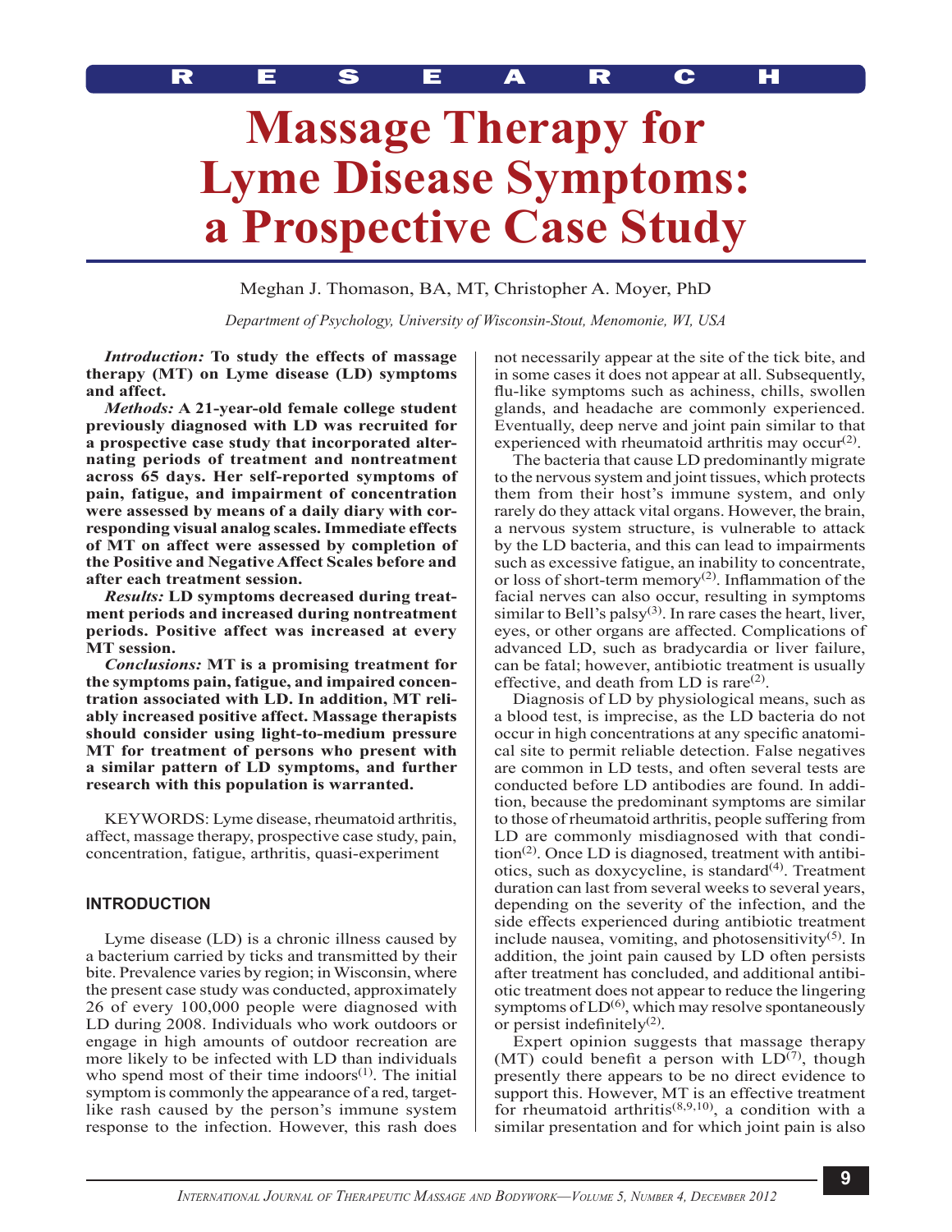RESEARCH

# Massage Therapy for Lyme Disease Symptoms: a Prospective Case Study

Meghan J. Thomason, BA, MT, Christopher A. Moyer, PhD

*Department of Psychology, University of Wisconsin-Stout, Menomonie, WI, USA*

***Introduction:*** **To study the effects of massage therapy (MT) on Lyme disease (LD) symptoms and affect.**

***Methods:*** **A 21-year-old female college student previously diagnosed with LD was recruited for a prospective case study that incorporated alternating periods of treatment and nontreatment across 65 days. Her self-reported symptoms of pain, fatigue, and impairment of concentration were assessed by means of a daily diary with corresponding visual analog scales. Immediate effects of MT on affect were assessed by completion of the Positive and Negative Affect Scales before and after each treatment session.**

***Results:*** **LD symptoms decreased during treatment periods and increased during nontreatment periods. Positive affect was increased at every MT session.**

***Conclusions:*** **MT is a promising treatment for the symptoms pain, fatigue, and impaired concentration associated with LD. In addition, MT reliably increased positive affect. Massage therapists should consider using light-to-medium pressure MT for treatment of persons who present with a similar pattern of LD symptoms, and further research with this population is warranted.**

KEYWORDS: Lyme disease, rheumatoid arthritis, affect, massage therapy, prospective case study, pain, concentration, fatigue, arthritis, quasi-experiment

## INTRODUCTION

Lyme disease (LD) is a chronic illness caused by a bacterium carried by ticks and transmitted by their bite. Prevalence varies by region; in Wisconsin, where the present case study was conducted, approximately 26 of every 100,000 people were diagnosed with LD during 2008. Individuals who work outdoors or engage in high amounts of outdoor recreation are more likely to be infected with LD than individuals who spend most of their time indoors[1]. The initial symptom is commonly the appearance of a red, target-like rash caused by the person's immune system response to the infection. However, this rash does not necessarily appear at the site of the tick bite, and in some cases it does not appear at all. Subsequently, flu-like symptoms such as achiness, chills, swollen glands, and headache are commonly experienced. Eventually, deep nerve and joint pain similar to that experienced with rheumatoid arthritis may occur[2].

The bacteria that cause LD predominantly migrate to the nervous system and joint tissues, which protects them from their host's immune system, and only rarely do they attack vital organs. However, the brain, a nervous system structure, is vulnerable to attack by the LD bacteria, and this can lead to impairments such as excessive fatigue, an inability to concentrate, or loss of short-term memory[2]. Inflammation of the facial nerves can also occur, resulting in symptoms similar to Bell's palsy[3]. In rare cases the heart, liver, eyes, or other organs are affected. Complications of advanced LD, such as bradycardia or liver failure, can be fatal; however, antibiotic treatment is usually effective, and death from LD is rare[2].

Diagnosis of LD by physiological means, such as a blood test, is imprecise, as the LD bacteria do not occur in high concentrations at any specific anatomical site to permit reliable detection. False negatives are common in LD tests, and often several tests are conducted before LD antibodies are found. In addition, because the predominant symptoms are similar to those of rheumatoid arthritis, people suffering from LD are commonly misdiagnosed with that condition[2]. Once LD is diagnosed, treatment with antibiotics, such as doxycycline, is standard[4]. Treatment duration can last from several weeks to several years, depending on the severity of the infection, and the side effects experienced during antibiotic treatment include nausea, vomiting, and photosensitivity[5]. In addition, the joint pain caused by LD often persists after treatment has concluded, and additional antibiotic treatment does not appear to reduce the lingering symptoms of LD[6], which may resolve spontaneously or persist indefinitely[2].

Expert opinion suggests that massage therapy (MT) could benefit a person with LD[7], though presently there appears to be no direct evidence to support this. However, MT is an effective treatment for rheumatoid arthritis[8,9,10], a condition with a similar presentation and for which joint pain is also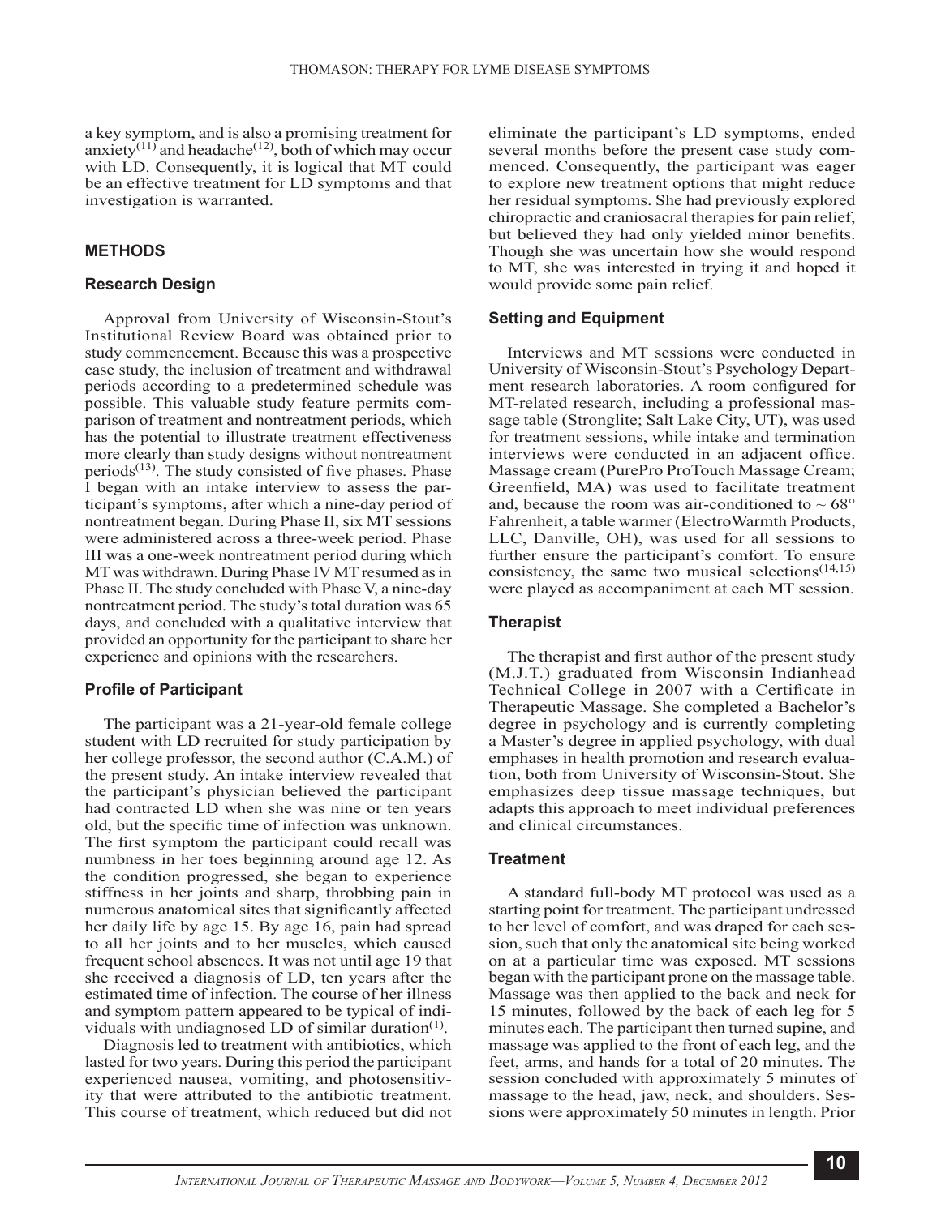a key symptom, and is also a promising treatment for anxiety[11] and headache[12], both of which may occur with LD. Consequently, it is logical that MT could be an effective treatment for LD symptoms and that investigation is warranted.

## METHODS

### Research Design

Approval from University of Wisconsin-Stout's Institutional Review Board was obtained prior to study commencement. Because this was a prospective case study, the inclusion of treatment and withdrawal periods according to a predetermined schedule was possible. This valuable study feature permits comparison of treatment and nontreatment periods, which has the potential to illustrate treatment effectiveness more clearly than study designs without nontreatment periods[13]. The study consisted of five phases. Phase I began with an intake interview to assess the participant's symptoms, after which a nine-day period of nontreatment began. During Phase II, six MT sessions were administered across a three-week period. Phase III was a one-week nontreatment period during which MT was withdrawn. During Phase IV MT resumed as in Phase II. The study concluded with Phase V, a nine-day nontreatment period. The study's total duration was 65 days, and concluded with a qualitative interview that provided an opportunity for the participant to share her experience and opinions with the researchers.

### Profile of Participant

The participant was a 21-year-old female college student with LD recruited for study participation by her college professor, the second author (C.A.M.) of the present study. An intake interview revealed that the participant's physician believed the participant had contracted LD when she was nine or ten years old, but the specific time of infection was unknown. The first symptom the participant could recall was numbness in her toes beginning around age 12. As the condition progressed, she began to experience stiffness in her joints and sharp, throbbing pain in numerous anatomical sites that significantly affected her daily life by age 15. By age 16, pain had spread to all her joints and to her muscles, which caused frequent school absences. It was not until age 19 that she received a diagnosis of LD, ten years after the estimated time of infection. The course of her illness and symptom pattern appeared to be typical of individuals with undiagnosed LD of similar duration[1].

Diagnosis led to treatment with antibiotics, which lasted for two years. During this period the participant experienced nausea, vomiting, and photosensitivity that were attributed to the antibiotic treatment. This course of treatment, which reduced but did not eliminate the participant's LD symptoms, ended several months before the present case study commenced. Consequently, the participant was eager to explore new treatment options that might reduce her residual symptoms. She had previously explored chiropractic and craniosacral therapies for pain relief, but believed they had only yielded minor benefits. Though she was uncertain how she would respond to MT, she was interested in trying it and hoped it would provide some pain relief.

### Setting and Equipment

Interviews and MT sessions were conducted in University of Wisconsin-Stout's Psychology Department research laboratories. A room configured for MT-related research, including a professional massage table (Stronglite; Salt Lake City, UT), was used for treatment sessions, while intake and termination interviews were conducted in an adjacent office. Massage cream (PurePro ProTouch Massage Cream; Greenfield, MA) was used to facilitate treatment and, because the room was air-conditioned to ~ 68° Fahrenheit, a table warmer (ElectroWarmth Products, LLC, Danville, OH), was used for all sessions to further ensure the participant's comfort. To ensure consistency, the same two musical selections[14,15] were played as accompaniment at each MT session.

### Therapist

The therapist and first author of the present study (M.J.T.) graduated from Wisconsin Indianhead Technical College in 2007 with a Certificate in Therapeutic Massage. She completed a Bachelor's degree in psychology and is currently completing a Master's degree in applied psychology, with dual emphases in health promotion and research evaluation, both from University of Wisconsin-Stout. She emphasizes deep tissue massage techniques, but adapts this approach to meet individual preferences and clinical circumstances.

### Treatment

A standard full-body MT protocol was used as a starting point for treatment. The participant undressed to her level of comfort, and was draped for each session, such that only the anatomical site being worked on at a particular time was exposed. MT sessions began with the participant prone on the massage table. Massage was then applied to the back and neck for 15 minutes, followed by the back of each leg for 5 minutes each. The participant then turned supine, and massage was applied to the front of each leg, and the feet, arms, and hands for a total of 20 minutes. The session concluded with approximately 5 minutes of massage to the head, jaw, neck, and shoulders. Sessions were approximately 50 minutes in length. Prior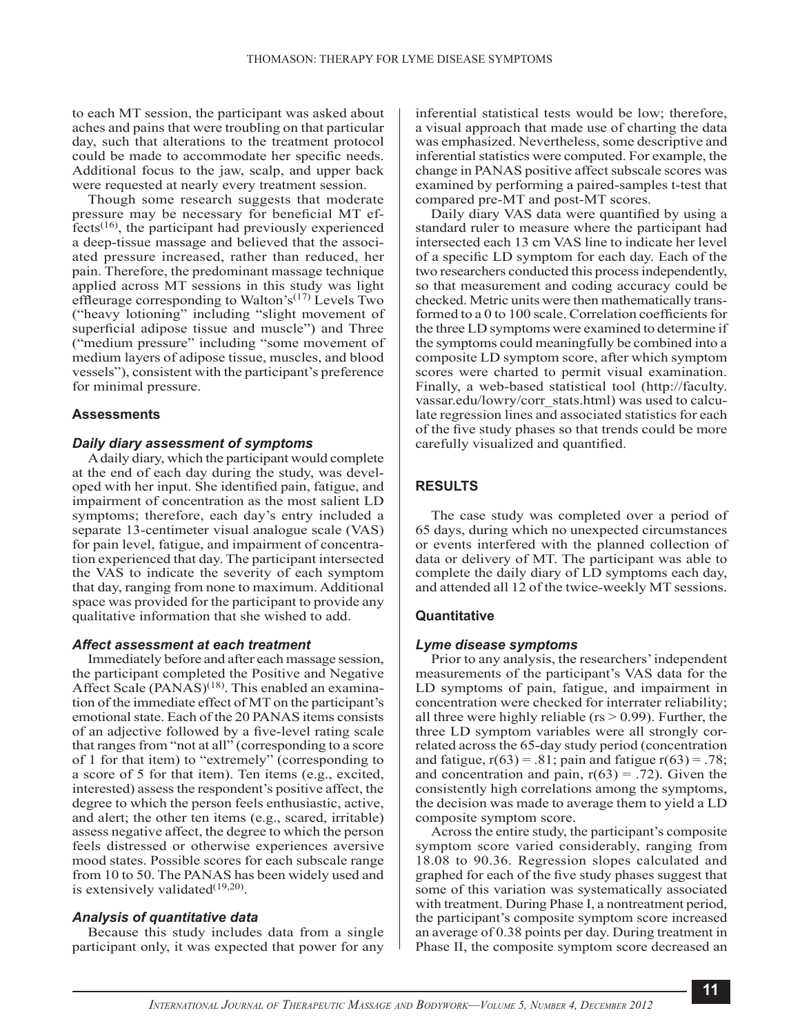to each MT session, the participant was asked about aches and pains that were troubling on that particular day, such that alterations to the treatment protocol could be made to accommodate her specific needs. Additional focus to the jaw, scalp, and upper back were requested at nearly every treatment session.

Though some research suggests that moderate pressure may be necessary for beneficial MT effects[16], the participant had previously experienced a deep-tissue massage and believed that the associated pressure increased, rather than reduced, her pain. Therefore, the predominant massage technique applied across MT sessions in this study was light effleurage corresponding to Walton's[17] Levels Two ("heavy lotioning" including "slight movement of superficial adipose tissue and muscle") and Three ("medium pressure" including "some movement of medium layers of adipose tissue, muscles, and blood vessels"), consistent with the participant's preference for minimal pressure.

### Assessments

#### *Daily diary assessment of symptoms*

A daily diary, which the participant would complete at the end of each day during the study, was developed with her input. She identified pain, fatigue, and impairment of concentration as the most salient LD symptoms; therefore, each day's entry included a separate 13-centimeter visual analogue scale (VAS) for pain level, fatigue, and impairment of concentration experienced that day. The participant intersected the VAS to indicate the severity of each symptom that day, ranging from none to maximum. Additional space was provided for the participant to provide any qualitative information that she wished to add.

#### *Affect assessment at each treatment*

Immediately before and after each massage session, the participant completed the Positive and Negative Affect Scale (PANAS)[18]. This enabled an examination of the immediate effect of MT on the participant's emotional state. Each of the 20 PANAS items consists of an adjective followed by a five-level rating scale that ranges from "not at all" (corresponding to a score of 1 for that item) to "extremely" (corresponding to a score of 5 for that item). Ten items (e.g., excited, interested) assess the respondent's positive affect, the degree to which the person feels enthusiastic, active, and alert; the other ten items (e.g., scared, irritable) assess negative affect, the degree to which the person feels distressed or otherwise experiences aversive mood states. Possible scores for each subscale range from 10 to 50. The PANAS has been widely used and is extensively validated[19,20].

#### *Analysis of quantitative data*

Because this study includes data from a single participant only, it was expected that power for any inferential statistical tests would be low; therefore, a visual approach that made use of charting the data was emphasized. Nevertheless, some descriptive and inferential statistics were computed. For example, the change in PANAS positive affect subscale scores was examined by performing a paired-samples t-test that compared pre-MT and post-MT scores.

Daily diary VAS data were quantified by using a standard ruler to measure where the participant had intersected each 13 cm VAS line to indicate her level of a specific LD symptom for each day. Each of the two researchers conducted this process independently, so that measurement and coding accuracy could be checked. Metric units were then mathematically transformed to a 0 to 100 scale. Correlation coefficients for the three LD symptoms were examined to determine if the symptoms could meaningfully be combined into a composite LD symptom score, after which symptom scores were charted to permit visual examination. Finally, a web-based statistical tool (http://faculty.vassar.edu/lowry/corr_stats.html) was used to calculate regression lines and associated statistics for each of the five study phases so that trends could be more carefully visualized and quantified.

## RESULTS

The case study was completed over a period of 65 days, during which no unexpected circumstances or events interfered with the planned collection of data or delivery of MT. The participant was able to complete the daily diary of LD symptoms each day, and attended all 12 of the twice-weekly MT sessions.

### Quantitative

#### *Lyme disease symptoms*

Prior to any analysis, the researchers' independent measurements of the participant's VAS data for the LD symptoms of pain, fatigue, and impairment in concentration were checked for interrater reliability; all three were highly reliable ($rs > 0.99$). Further, the three LD symptom variables were all strongly correlated across the 65-day study period (concentration and fatigue, $r(63) = .81$; pain and fatigue $r(63) = .78$; and concentration and pain, $r(63) = .72$). Given the consistently high correlations among the symptoms, the decision was made to average them to yield a LD composite symptom score.

Across the entire study, the participant's composite symptom score varied considerably, ranging from 18.08 to 90.36. Regression slopes calculated and graphed for each of the five study phases suggest that some of this variation was systematically associated with treatment. During Phase I, a nontreatment period, the participant's composite symptom score increased an average of 0.38 points per day. During treatment in Phase II, the composite symptom score decreased an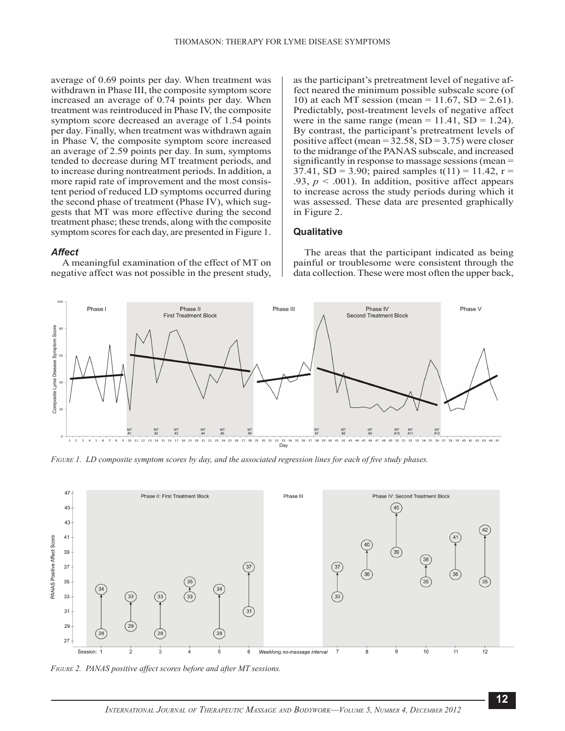average of 0.69 points per day. When treatment was withdrawn in Phase III, the composite symptom score increased an average of 0.74 points per day. When treatment was reintroduced in Phase IV, the composite symptom score decreased an average of 1.54 points per day. Finally, when treatment was withdrawn again in Phase V, the composite symptom score increased an average of 2.59 points per day. In sum, symptoms tended to decrease during MT treatment periods, and to increase during nontreatment periods. In addition, a more rapid rate of improvement and the most consistent period of reduced LD symptoms occurred during the second phase of treatment (Phase IV), which suggests that MT was more effective during the second treatment phase; these trends, along with the composite symptom scores for each day, are presented in Figure 1.

### *Affect*

A meaningful examination of the effect of MT on negative affect was not possible in the present study, as the participant's pretreatment level of negative affect neared the minimum possible subscale score (of 10) at each MT session (mean = 11.67, SD = 2.61). Predictably, post-treatment levels of negative affect were in the same range (mean = 11.41, SD = 1.24). By contrast, the participant's pretreatment levels of positive affect (mean = 32.58, SD = 3.75) were closer to the midrange of the PANAS subscale, and increased significantly in response to massage sessions (mean = 37.41, SD = 3.90; paired samples $t(11) = 11.42$, $r = .93$, $p < .001$). In addition, positive affect appears to increase across the study periods during which it was assessed. These data are presented graphically in Figure 2.

## Qualitative

The areas that the participant indicated as being painful or troublesome were consistent through the data collection. These were most often the upper back,

*FIGURE 1. LD composite symptom scores by day, and the associated regression lines for each of five study phases.*

*FIGURE 2. PANAS positive affect scores before and after MT sessions.*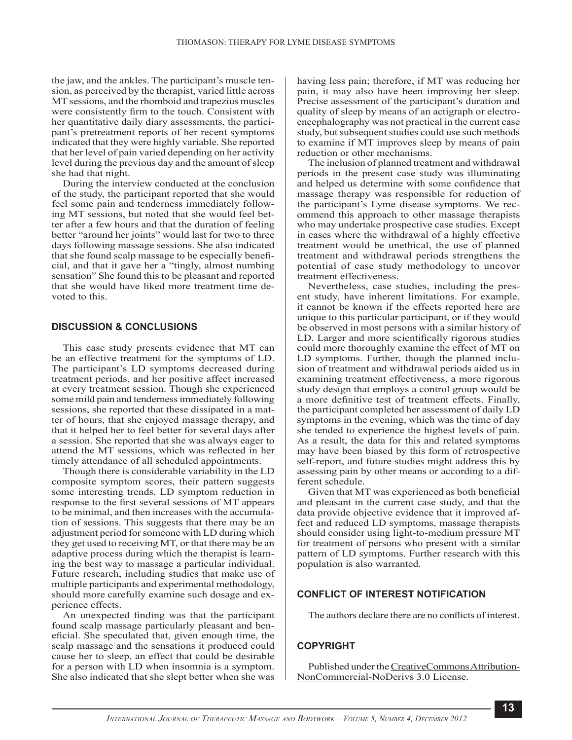the jaw, and the ankles. The participant's muscle tension, as perceived by the therapist, varied little across MT sessions, and the rhomboid and trapezius muscles were consistently firm to the touch. Consistent with her quantitative daily diary assessments, the participant's pretreatment reports of her recent symptoms indicated that they were highly variable. She reported that her level of pain varied depending on her activity level during the previous day and the amount of sleep she had that night.

During the interview conducted at the conclusion of the study, the participant reported that she would feel some pain and tenderness immediately following MT sessions, but noted that she would feel better after a few hours and that the duration of feeling better "around her joints" would last for two to three days following massage sessions. She also indicated that she found scalp massage to be especially beneficial, and that it gave her a "tingly, almost numbing sensation" She found this to be pleasant and reported that she would have liked more treatment time devoted to this.

## DISCUSSION & CONCLUSIONS

This case study presents evidence that MT can be an effective treatment for the symptoms of LD. The participant's LD symptoms decreased during treatment periods, and her positive affect increased at every treatment session. Though she experienced some mild pain and tenderness immediately following sessions, she reported that these dissipated in a matter of hours, that she enjoyed massage therapy, and that it helped her to feel better for several days after a session. She reported that she was always eager to attend the MT sessions, which was reflected in her timely attendance of all scheduled appointments.

Though there is considerable variability in the LD composite symptom scores, their pattern suggests some interesting trends. LD symptom reduction in response to the first several sessions of MT appears to be minimal, and then increases with the accumulation of sessions. This suggests that there may be an adjustment period for someone with LD during which they get used to receiving MT, or that there may be an adaptive process during which the therapist is learning the best way to massage a particular individual. Future research, including studies that make use of multiple participants and experimental methodology, should more carefully examine such dosage and experience effects.

An unexpected finding was that the participant found scalp massage particularly pleasant and beneficial. She speculated that, given enough time, the scalp massage and the sensations it produced could cause her to sleep, an effect that could be desirable for a person with LD when insomnia is a symptom. She also indicated that she slept better when she was having less pain; therefore, if MT was reducing her pain, it may also have been improving her sleep. Precise assessment of the participant's duration and quality of sleep by means of an actigraph or electroencephalography was not practical in the current case study, but subsequent studies could use such methods to examine if MT improves sleep by means of pain reduction or other mechanisms.

The inclusion of planned treatment and withdrawal periods in the present case study was illuminating and helped us determine with some confidence that massage therapy was responsible for reduction of the participant's Lyme disease symptoms. We recommend this approach to other massage therapists who may undertake prospective case studies. Except in cases where the withdrawal of a highly effective treatment would be unethical, the use of planned treatment and withdrawal periods strengthens the potential of case study methodology to uncover treatment effectiveness.

Nevertheless, case studies, including the present study, have inherent limitations. For example, it cannot be known if the effects reported here are unique to this particular participant, or if they would be observed in most persons with a similar history of LD. Larger and more scientifically rigorous studies could more thoroughly examine the effect of MT on LD symptoms. Further, though the planned inclusion of treatment and withdrawal periods aided us in examining treatment effectiveness, a more rigorous study design that employs a control group would be a more definitive test of treatment effects. Finally, the participant completed her assessment of daily LD symptoms in the evening, which was the time of day she tended to experience the highest levels of pain. As a result, the data for this and related symptoms may have been biased by this form of retrospective self-report, and future studies might address this by assessing pain by other means or according to a different schedule.

Given that MT was experienced as both beneficial and pleasant in the current case study, and that the data provide objective evidence that it improved affect and reduced LD symptoms, massage therapists should consider using light-to-medium pressure MT for treatment of persons who present with a similar pattern of LD symptoms. Further research with this population is also warranted.

## CONFLICT OF INTEREST NOTIFICATION

The authors declare there are no conflicts of interest.

## COPYRIGHT

Published under the Creative Commons Attribution-NonCommercial-NoDerivs 3.0 License.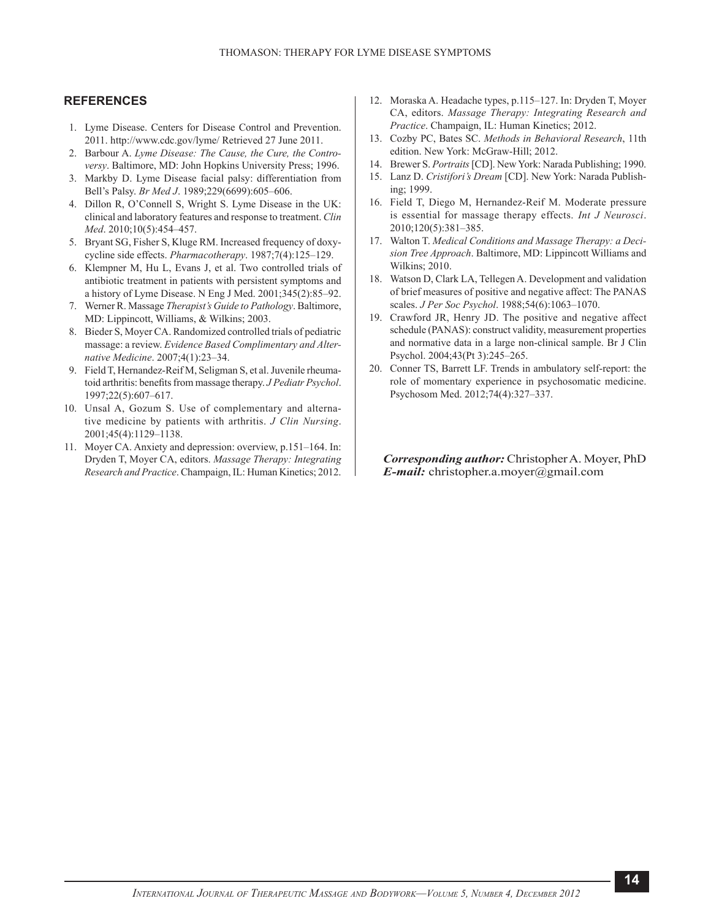## REFERENCES

1. Lyme Disease. Centers for Disease Control and Prevention. 2011. http://www.cdc.gov/lyme/ Retrieved 27 June 2011.
2. Barbour A. *Lyme Disease: The Cause, the Cure, the Controversy*. Baltimore, MD: John Hopkins University Press; 1996.
3. Markby D. Lyme Disease facial palsy: differentiation from Bell's Palsy. *Br Med J*. 1989;229(6699):605–606.
4. Dillon R, O'Connell S, Wright S. Lyme Disease in the UK: clinical and laboratory features and response to treatment. *Clin Med*. 2010;10(5):454–457.
5. Bryant SG, Fisher S, Kluge RM. Increased frequency of doxycycline side effects. *Pharmacotherapy*. 1987;7(4):125–129.
6. Klempner M, Hu L, Evans J, et al. Two controlled trials of antibiotic treatment in patients with persistent symptoms and a history of Lyme Disease. N Eng J Med. 2001;345(2):85–92.
7. Werner R. Massage *Therapist's Guide to Pathology*. Baltimore, MD: Lippincott, Williams, & Wilkins; 2003.
8. Bieder S, Moyer CA. Randomized controlled trials of pediatric massage: a review. *Evidence Based Complimentary and Alternative Medicine*. 2007;4(1):23–34.
9. Field T, Hernandez-Reif M, Seligman S, et al. Juvenile rheumatoid arthritis: benefits from massage therapy. *J Pediatr Psychol*. 1997;22(5):607–617.
10. Unsal A, Gozum S. Use of complementary and alternative medicine by patients with arthritis. *J Clin Nursing*. 2001;45(4):1129–1138.
11. Moyer CA. Anxiety and depression: overview, p.151–164. In: Dryden T, Moyer CA, editors. *Massage Therapy: Integrating Research and Practice*. Champaign, IL: Human Kinetics; 2012.
12. Moraska A. Headache types, p.115–127. In: Dryden T, Moyer CA, editors. *Massage Therapy: Integrating Research and Practice*. Champaign, IL: Human Kinetics; 2012.
13. Cozby PC, Bates SC. *Methods in Behavioral Research*, 11th edition. New York: McGraw-Hill; 2012.
14. Brewer S. *Portraits* [CD]. New York: Narada Publishing; 1990.
15. Lanz D. *Cristifori's Dream* [CD]. New York: Narada Publishing; 1999.
16. Field T, Diego M, Hernandez-Reif M. Moderate pressure is essential for massage therapy effects. *Int J Neurosci*. 2010;120(5):381–385.
17. Walton T. *Medical Conditions and Massage Therapy: a Decision Tree Approach*. Baltimore, MD: Lippincott Williams and Wilkins; 2010.
18. Watson D, Clark LA, Tellegen A. Development and validation of brief measures of positive and negative affect: The PANAS scales. *J Per Soc Psychol*. 1988;54(6):1063–1070.
19. Crawford JR, Henry JD. The positive and negative affect schedule (PANAS): construct validity, measurement properties and normative data in a large non-clinical sample. Br J Clin Psychol. 2004;43(Pt 3):245–265.
20. Conner TS, Barrett LF. Trends in ambulatory self-report: the role of momentary experience in psychosomatic medicine. Psychosom Med. 2012;74(4):327–337.

***Corresponding author:*** Christopher A. Moyer, PhD
***E-mail:*** christopher.a.moyer@gmail.com